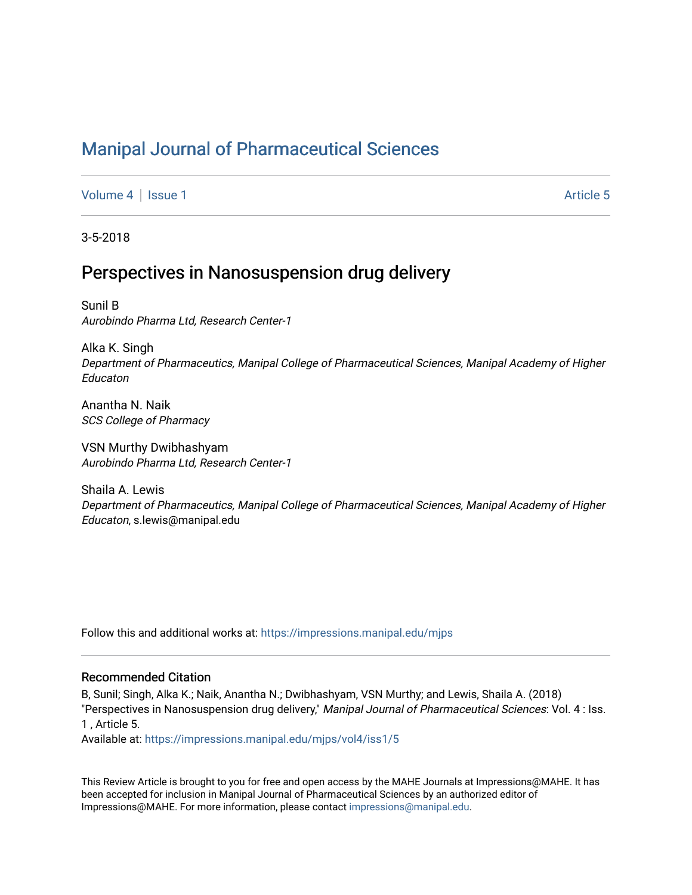# Manipal Journal of Pharmaceutical Sciences

Volume 4 | Issue 1 Article 5

3-5-2018

## Perspectives in Nanosuspension drug delivery

Sunil B
*Aurobindo Pharma Ltd, Research Center-1*

Alka K. Singh
*Department of Pharmaceutics, Manipal College of Pharmaceutical Sciences, Manipal Academy of Higher Educaton*

Anantha N. Naik
*SCS College of Pharmacy*

VSN Murthy Dwibhashyam
*Aurobindo Pharma Ltd, Research Center-1*

Shaila A. Lewis
*Department of Pharmaceutics, Manipal College of Pharmaceutical Sciences, Manipal Academy of Higher Educaton*, s.lewis@manipal.edu

Follow this and additional works at: https://impressions.manipal.edu/mjps

### Recommended Citation

B, Sunil; Singh, Alka K.; Naik, Anantha N.; Dwibhashyam, VSN Murthy; and Lewis, Shaila A. (2018) "Perspectives in Nanosuspension drug delivery," *Manipal Journal of Pharmaceutical Sciences*: Vol. 4 : Iss. 1 , Article 5.
Available at: https://impressions.manipal.edu/mjps/vol4/iss1/5

This Review Article is brought to you for free and open access by the MAHE Journals at Impressions@MAHE. It has been accepted for inclusion in Manipal Journal of Pharmaceutical Sciences by an authorized editor of Impressions@MAHE. For more information, please contact impressions@manipal.edu.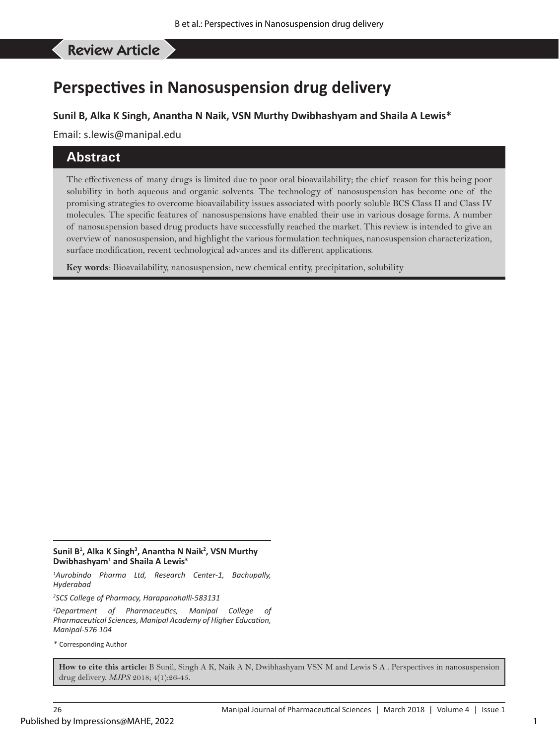Review Article

# Perspectives in Nanosuspension drug delivery

**Sunil B, Alka K Singh, Anantha N Naik, VSN Murthy Dwibhashyam and Shaila A Lewis***

Email: s.lewis@manipal.edu

## Abstract

The effectiveness of many drugs is limited due to poor oral bioavailability; the chief reason for this being poor solubility in both aqueous and organic solvents. The technology of nanosuspension has become one of the promising strategies to overcome bioavailability issues associated with poorly soluble BCS Class II and Class IV molecules. The specific features of nanosuspensions have enabled their use in various dosage forms. A number of nanosuspension based drug products have successfully reached the market. This review is intended to give an overview of nanosuspension, and highlight the various formulation techniques, nanosuspension characterization, surface modification, recent technological advances and its different applications.

**Key words**: Bioavailability, nanosuspension, new chemical entity, precipitation, solubility

---

**Sunil B[1], Alka K Singh[3], Anantha N Naik[2], VSN Murthy Dwibhashyam[1] and Shaila A Lewis[3]**

*[1]Aurobindo Pharma Ltd, Research Center-1, Bachupally, Hyderabad*

*[2]SCS College of Pharmacy, Harapanahalli-583131*

*[3]Department of Pharmaceutics, Manipal College of Pharmaceutical Sciences, Manipal Academy of Higher Education, Manipal-576 104*

\* Corresponding Author

**How to cite this article:** B Sunil, Singh A K, Naik A N, Dwibhashyam VSN M and Lewis S A . Perspectives in nanosuspension drug delivery. *MJPS* 2018; 4(1):26-45.